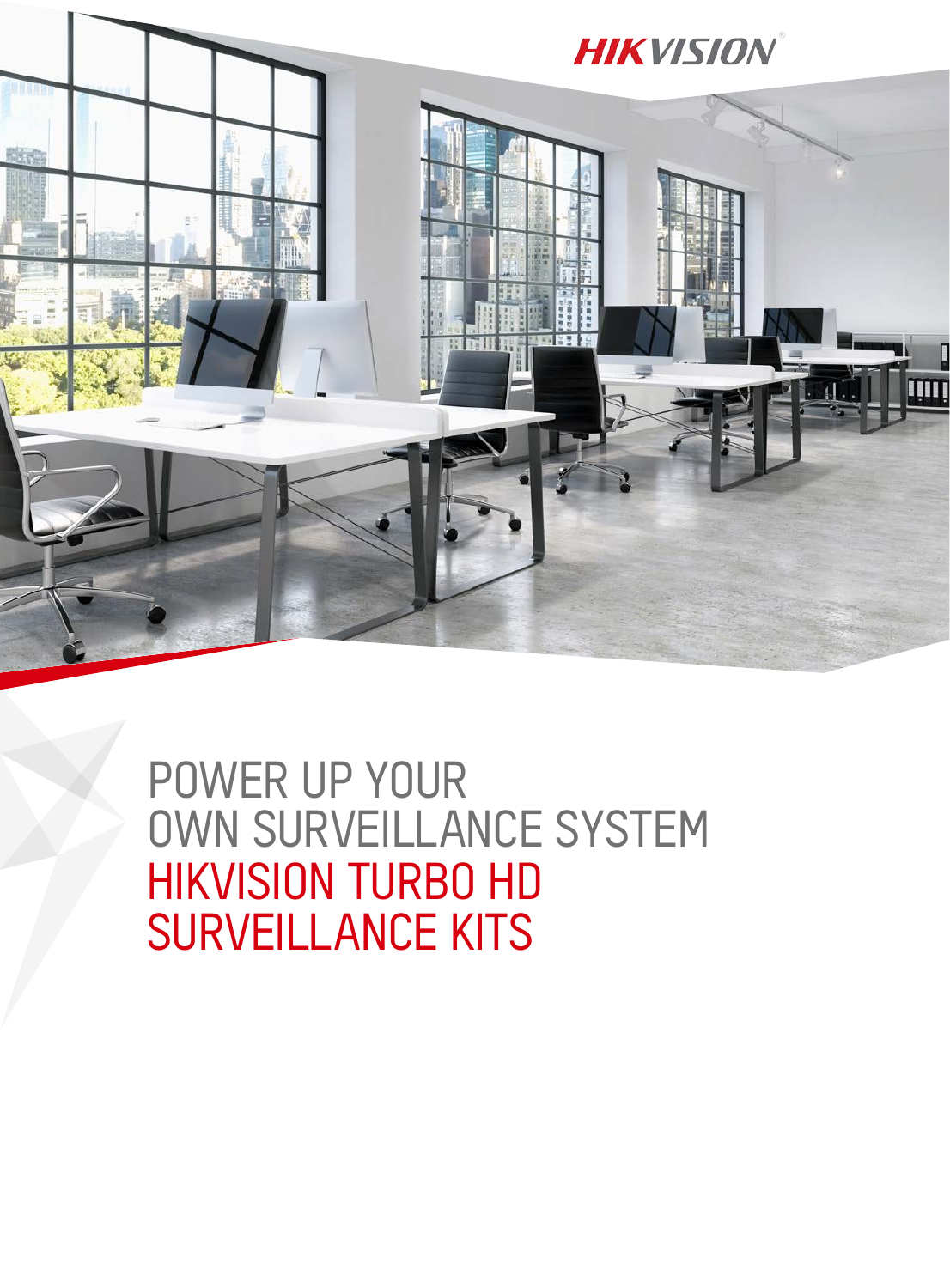HIKVISION

# POWER UP YOUR OWN SURVEILLANCE SYSTEM HIKVISION TURBO HD SURVEILLANCE KITS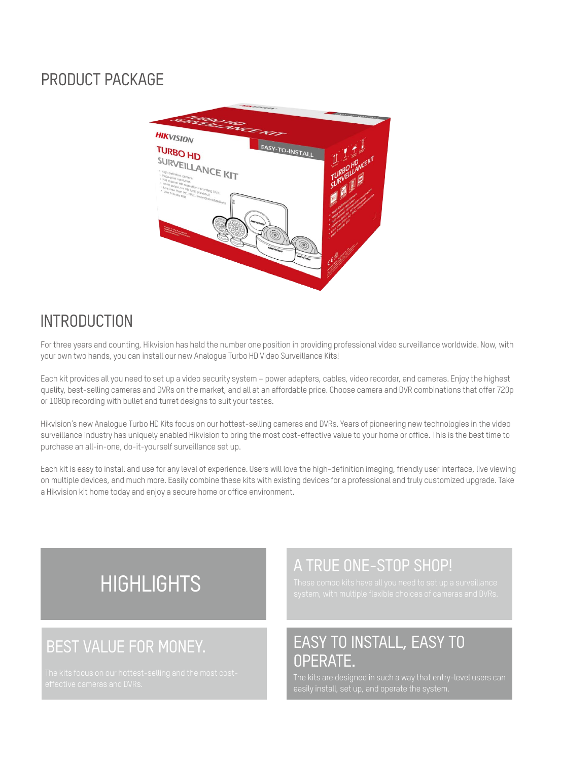## PRODUCT PACKAGE

## INTRODUCTION

For three years and counting, Hikvision has held the number one position in providing professional video surveillance worldwide. Now, with your own two hands, you can install our new Analogue Turbo HD Video Surveillance Kits!

Each kit provides all you need to set up a video security system – power adapters, cables, video recorder, and cameras. Enjoy the highest quality, best-selling cameras and DVRs on the market, and all at an affordable price. Choose camera and DVR combinations that offer 720p or 1080p recording with bullet and turret designs to suit your tastes.

Hikvision's new Analogue Turbo HD Kits focus on our hottest-selling cameras and DVRs. Years of pioneering new technologies in the video surveillance industry has uniquely enabled Hikvision to bring the most cost-effective value to your home or office. This is the best time to purchase an all-in-one, do-it-yourself surveillance set up.

Each kit is easy to install and use for any level of experience. Users will love the high-definition imaging, friendly user interface, live viewing on multiple devices, and much more. Easily combine these kits with existing devices for a professional and truly customized upgrade. Take a Hikvision kit home today and enjoy a secure home or office environment.

## HIGHLIGHTS

### A TRUE ONE-STOP SHOP!

These combo kits have all you need to set up a surveillance system, with multiple flexible choices of cameras and DVRs.

### BEST VALUE FOR MONEY.

The kits focus on our hottest-selling and the most cost-effective cameras and DVRs.

### EASY TO INSTALL, EASY TO OPERATE.

The kits are designed in such a way that entry-level users can easily install, set up, and operate the system.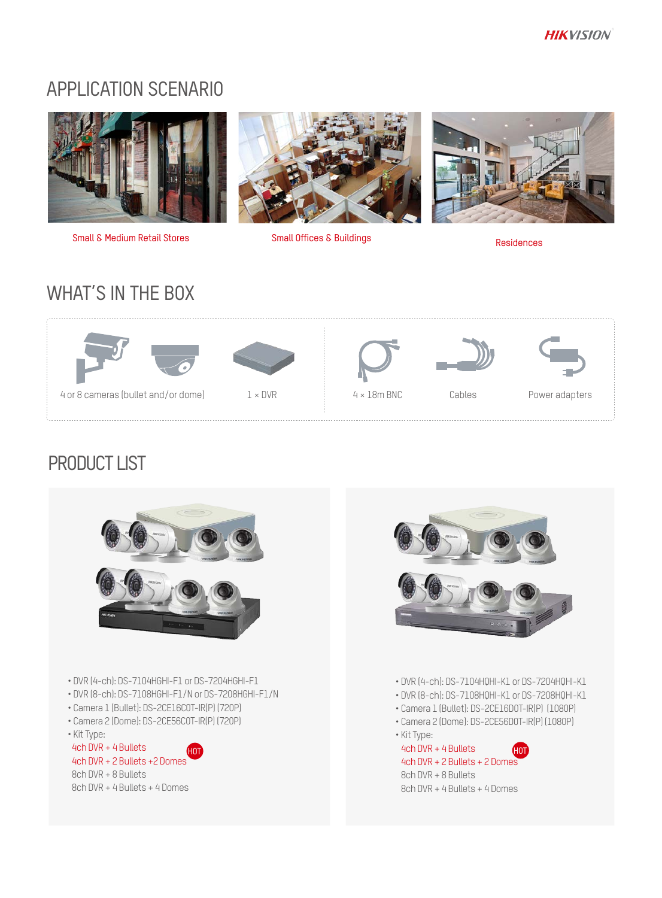## APPLICATION SCENARIO

Small & Medium Retail Stores

Small Offices & Buildings

Residences

## WHAT'S IN THE BOX

4 or 8 cameras (bullet and/or dome)

1 × DVR

4 × 18m BNC

Cables

Power adapters

## PRODUCT LIST

- DVR (4-ch): DS-7104HGHI-F1 or DS-7204HGHI-F1
- DVR (8-ch): DS-7108HGHI-F1/N or DS-7208HGHI-F1/N
- Camera 1 (Bullet): DS-2CE16C0T-IR(P) (720P)
- Camera 2 (Dome): DS-2CE56C0T-IR(P) (720P)
- Kit Type:
  - 4ch DVR + 4 Bullets HOT
  - 4ch DVR + 2 Bullets +2 Domes
  - 8ch DVR + 8 Bullets
  - 8ch DVR + 4 Bullets + 4 Domes

- DVR (4-ch): DS-7104HQHI-K1 or DS-7204HQHI-K1
- DVR (8-ch): DS-7108HQHI-K1 or DS-7208HQHI-K1
- Camera 1 (Bullet): DS-2CE16D0T-IR(P) (1080P)
- Camera 2 (Dome): DS-2CE56D0T-IR(P) (1080P)
- Kit Type:
  - 4ch DVR + 4 Bullets HOT
  - 4ch DVR + 2 Bullets + 2 Domes
  - 8ch DVR + 8 Bullets
  - 8ch DVR + 4 Bullets + 4 Domes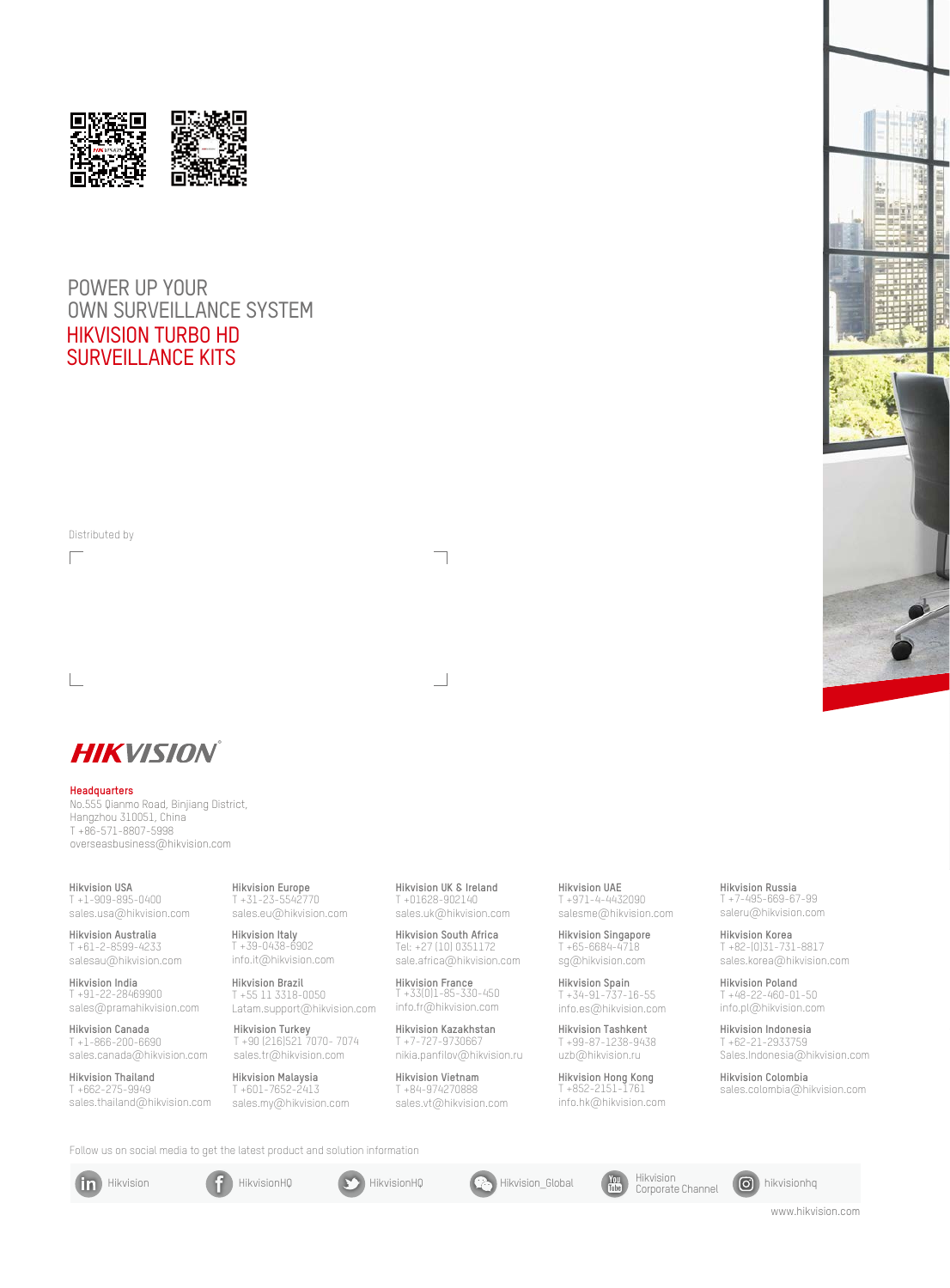# POWER UP YOUR OWN SURVEILLANCE SYSTEM

## HIKVISION TURBO HD SURVEILLANCE KITS

Distributed by

HIKVISION

**Headquarters**
No.555 Qianmo Road, Binjiang District,
Hangzhou 310051, China
T +86-571-8807-5998
overseasbusiness@hikvision.com

**Hikvision USA**
T +1-909-895-0400
sales.usa@hikvision.com

**Hikvision Australia**
T +61-2-8599-4233
salesau@hikvision.com

**Hikvision India**
T +91-22-28469900
sales@pramahikvision.com

**Hikvision Canada**
T +1-866-200-6690
sales.canada@hikvision.com

**Hikvision Thailand**
T +662-275-9949
sales.thailand@hikvision.com

**Hikvision Europe**
T +31-23-5542770
sales.eu@hikvision.com

**Hikvision Italy**
T +39-0438-6902
info.it@hikvision.com

**Hikvision Brazil**
T +55 11 3318-0050
Latam.support@hikvision.com

**Hikvision Turkey**
T +90 (216)521 7070- 7074
sales.tr@hikvision.com

**Hikvision Malaysia**
T +601-7652-2413
sales.my@hikvision.com

**Hikvision UK & Ireland**
T +01628-902140
sales.uk@hikvision.com

**Hikvision South Africa**
Tel: +27 (10) 0351172
sale.africa@hikvision.com

**Hikvision France**
T +33(0)1-85-330-450
info.fr@hikvision.com

**Hikvision Kazakhstan**
T +7-727-9730667
nikia.panfilov@hikvision.ru

**Hikvision Vietnam**
T +84-974270888
sales.vt@hikvision.com

**Hikvision UAE**
T +971-4-4432090
salesme@hikvision.com

**Hikvision Singapore**
T +65-6684-4718
sg@hikvision.com

**Hikvision Spain**
T +34-91-737-16-55
info.es@hikvision.com

**Hikvision Tashkent**
T +99-87-1238-9438
uzb@hikvision.ru

**Hikvision Hong Kong**
T +852-2151-1761
info.hk@hikvision.com

**Hikvision Russia**
T +7-495-669-67-99
saleru@hikvision.com

**Hikvision Korea**
T +82-(0)31-731-8817
sales.korea@hikvision.com

**Hikvision Poland**
T +48-22-460-01-50
info.pl@hikvision.com

**Hikvision Indonesia**
T +62-21-2933759
Sales.Indonesia@hikvision.com

**Hikvision Colombia**
sales.colombia@hikvision.com

Follow us on social media to get the latest product and solution information

Hikvision | HikvisionHQ | HikvisionHQ | Hikvision_Global | Hikvision Corporate Channel | hikvisionhq

www.hikvision.com